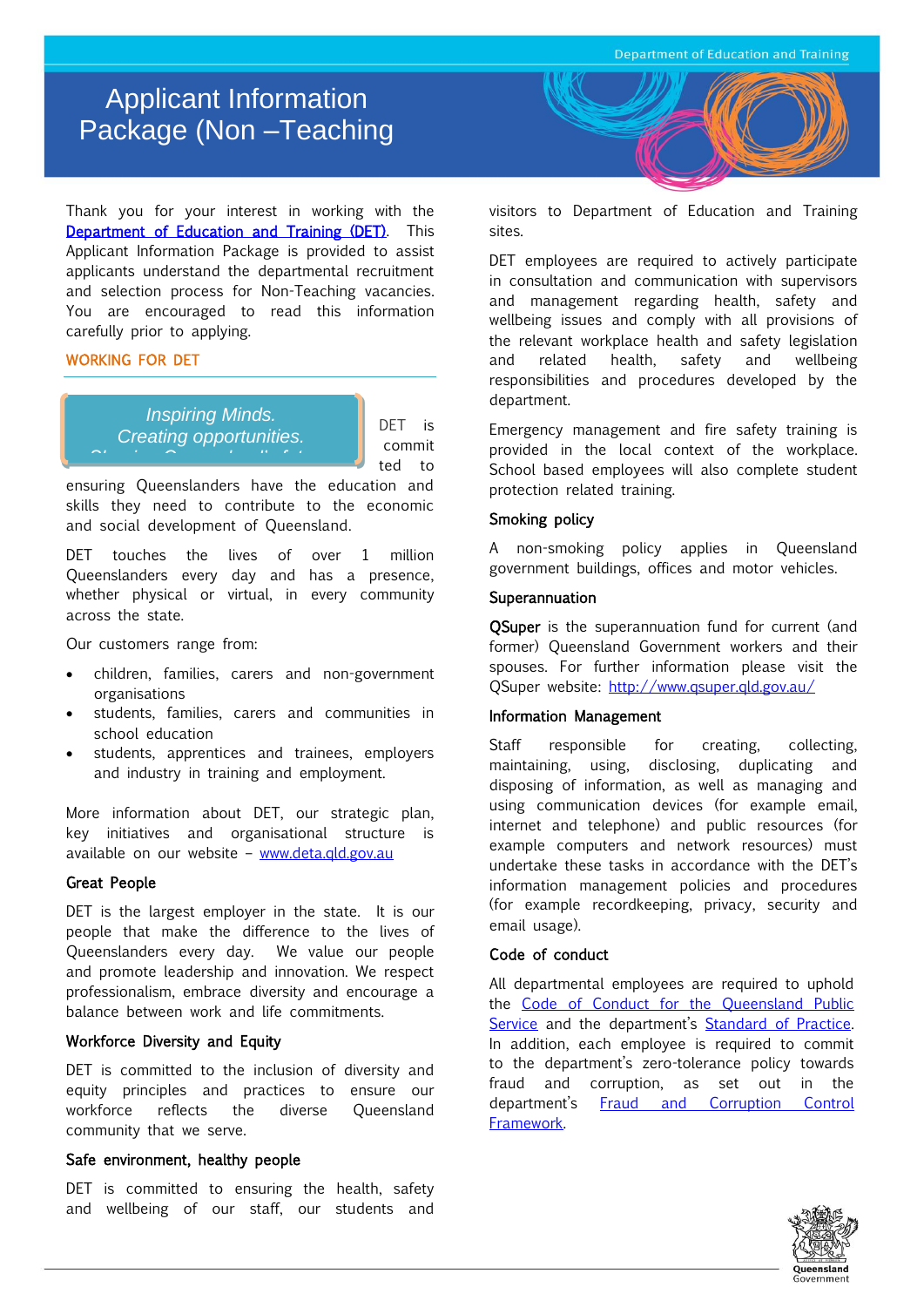# Applicant Information Package (Non –Teaching

Thank you for your interest in working with the Department of Education and Training (DET). This Applicant Information Package is provided to assist applicants understand the departmental recruitment and selection process for Non-Teaching vacancies. You are encouraged to read this information carefully prior to applying.

## WORKING FOR DET

*Inspiring Minds.*
*Creating opportunities.*

DET is committed to ensuring Queenslanders have the education and skills they need to contribute to the economic and social development of Queensland.

DET touches the lives of over 1 million Queenslanders every day and has a presence, whether physical or virtual, in every community across the state.

Our customers range from:

- children, families, carers and non-government organisations
- students, families, carers and communities in school education
- students, apprentices and trainees, employers and industry in training and employment.

More information about DET, our strategic plan, key initiatives and organisational structure is available on our website – www.deta.qld.gov.au

### Great People

DET is the largest employer in the state. It is our people that make the difference to the lives of Queenslanders every day. We value our people and promote leadership and innovation. We respect professionalism, embrace diversity and encourage a balance between work and life commitments.

### Workforce Diversity and Equity

DET is committed to the inclusion of diversity and equity principles and practices to ensure our workforce reflects the diverse Queensland community that we serve.

### Safe environment, healthy people

DET is committed to ensuring the health, safety and wellbeing of our staff, our students and visitors to Department of Education and Training sites.

DET employees are required to actively participate in consultation and communication with supervisors and management regarding health, safety and wellbeing issues and comply with all provisions of the relevant workplace health and safety legislation and related health, safety and wellbeing responsibilities and procedures developed by the department.

Emergency management and fire safety training is provided in the local context of the workplace. School based employees will also complete student protection related training.

### Smoking policy

A non-smoking policy applies in Queensland government buildings, offices and motor vehicles.

### Superannuation

QSuper is the superannuation fund for current (and former) Queensland Government workers and their spouses. For further information please visit the QSuper website: http://www.qsuper.qld.gov.au/

### Information Management

Staff responsible for creating, collecting, maintaining, using, disclosing, duplicating and disposing of information, as well as managing and using communication devices (for example email, internet and telephone) and public resources (for example computers and network resources) must undertake these tasks in accordance with the DET's information management policies and procedures (for example recordkeeping, privacy, security and email usage).

### Code of conduct

All departmental employees are required to uphold the Code of Conduct for the Queensland Public Service and the department's Standard of Practice. In addition, each employee is required to commit to the department's zero-tolerance policy towards fraud and corruption, as set out in the department's Fraud and Corruption Control Framework.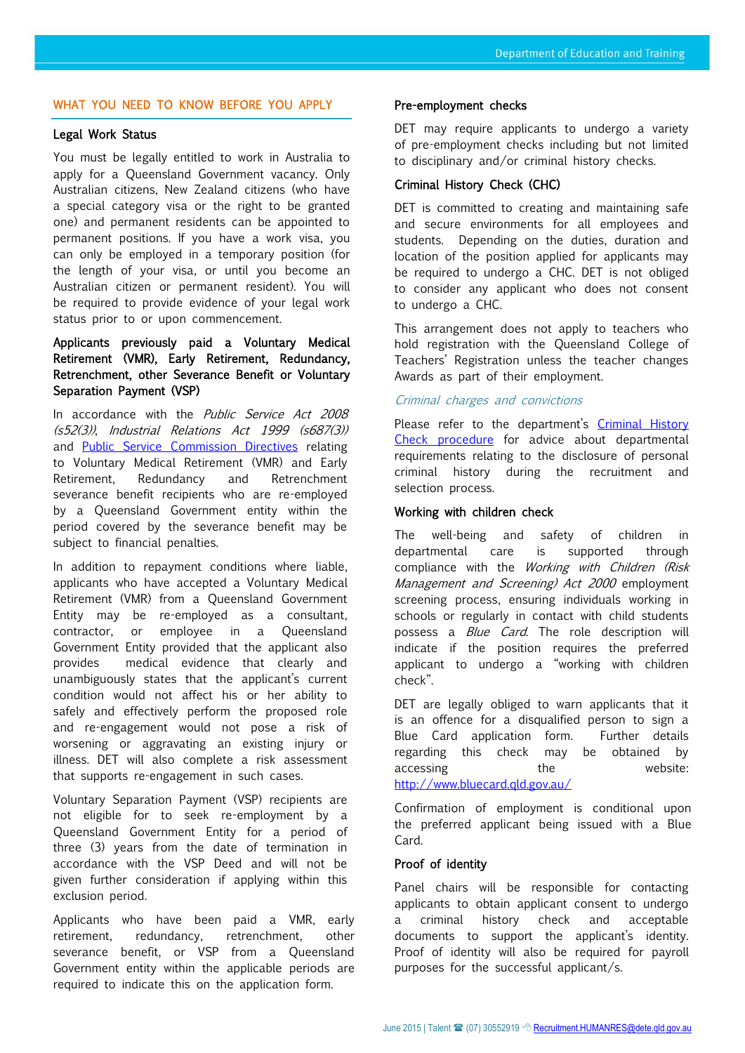## WHAT YOU NEED TO KNOW BEFORE YOU APPLY

### Legal Work Status

You must be legally entitled to work in Australia to apply for a Queensland Government vacancy. Only Australian citizens, New Zealand citizens (who have a special category visa or the right to be granted one) and permanent residents can be appointed to permanent positions. If you have a work visa, you can only be employed in a temporary position (for the length of your visa, or until you become an Australian citizen or permanent resident). You will be required to provide evidence of your legal work status prior to or upon commencement.

### Applicants previously paid a Voluntary Medical Retirement (VMR), Early Retirement, Redundancy, Retrenchment, other Severance Benefit or Voluntary Separation Payment (VSP)

In accordance with the *Public Service Act 2008 (s52(3))*, *Industrial Relations Act 1999 (s687(3))* and Public Service Commission Directives relating to Voluntary Medical Retirement (VMR) and Early Retirement, Redundancy and Retrenchment severance benefit recipients who are re-employed by a Queensland Government entity within the period covered by the severance benefit may be subject to financial penalties.

In addition to repayment conditions where liable, applicants who have accepted a Voluntary Medical Retirement (VMR) from a Queensland Government Entity may be re-employed as a consultant, contractor, or employee in a Queensland Government Entity provided that the applicant also provides medical evidence that clearly and unambiguously states that the applicant's current condition would not affect his or her ability to safely and effectively perform the proposed role and re-engagement would not pose a risk of worsening or aggravating an existing injury or illness. DET will also complete a risk assessment that supports re-engagement in such cases.

Voluntary Separation Payment (VSP) recipients are not eligible for to seek re-employment by a Queensland Government Entity for a period of three (3) years from the date of termination in accordance with the VSP Deed and will not be given further consideration if applying within this exclusion period.

Applicants who have been paid a VMR, early retirement, redundancy, retrenchment, other severance benefit, or VSP from a Queensland Government entity within the applicable periods are required to indicate this on the application form.

### Pre-employment checks

DET may require applicants to undergo a variety of pre-employment checks including but not limited to disciplinary and/or criminal history checks.

### Criminal History Check (CHC)

DET is committed to creating and maintaining safe and secure environments for all employees and students. Depending on the duties, duration and location of the position applied for applicants may be required to undergo a CHC. DET is not obliged to consider any applicant who does not consent to undergo a CHC.

This arrangement does not apply to teachers who hold registration with the Queensland College of Teachers' Registration unless the teacher changes Awards as part of their employment.

*Criminal charges and convictions*

Please refer to the department's Criminal History Check procedure for advice about departmental requirements relating to the disclosure of personal criminal history during the recruitment and selection process.

### Working with children check

The well-being and safety of children in departmental care is supported through compliance with the *Working with Children (Risk Management and Screening) Act 2000* employment screening process, ensuring individuals working in schools or regularly in contact with child students possess a *Blue Card*. The role description will indicate if the position requires the preferred applicant to undergo a "working with children check".

DET are legally obliged to warn applicants that it is an offence for a disqualified person to sign a Blue Card application form. Further details regarding this check may be obtained by accessing the website: http://www.bluecard.qld.gov.au/

Confirmation of employment is conditional upon the preferred applicant being issued with a Blue Card.

### Proof of identity

Panel chairs will be responsible for contacting applicants to obtain applicant consent to undergo a criminal history check and acceptable documents to support the applicant's identity. Proof of identity will also be required for payroll purposes for the successful applicant/s.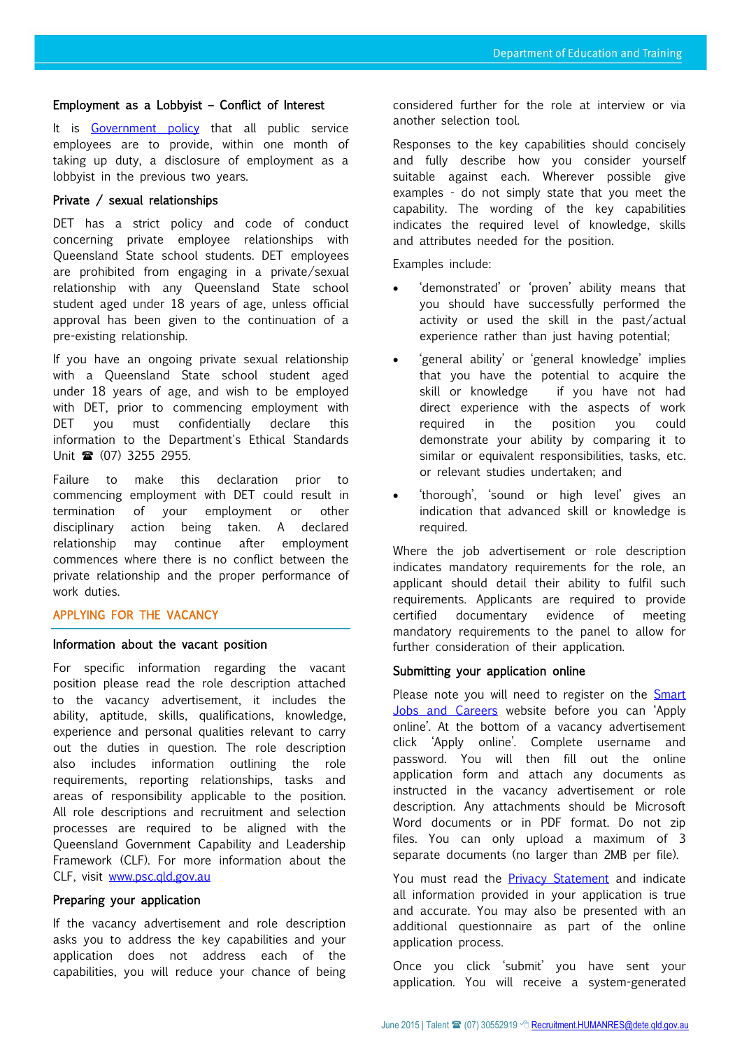### Employment as a Lobbyist – Conflict of Interest

It is Government policy that all public service employees are to provide, within one month of taking up duty, a disclosure of employment as a lobbyist in the previous two years.

### Private / sexual relationships

DET has a strict policy and code of conduct concerning private employee relationships with Queensland State school students. DET employees are prohibited from engaging in a private/sexual relationship with any Queensland State school student aged under 18 years of age, unless official approval has been given to the continuation of a pre-existing relationship.

If you have an ongoing private sexual relationship with a Queensland State school student aged under 18 years of age, and wish to be employed with DET, prior to commencing employment with DET you must confidentially declare this information to the Department's Ethical Standards Unit ☎ (07) 3255 2955.

Failure to make this declaration prior to commencing employment with DET could result in termination of your employment or other disciplinary action being taken. A declared relationship may continue after employment commences where there is no conflict between the private relationship and the proper performance of work duties.

## APPLYING FOR THE VACANCY

### Information about the vacant position

For specific information regarding the vacant position please read the role description attached to the vacancy advertisement, it includes the ability, aptitude, skills, qualifications, knowledge, experience and personal qualities relevant to carry out the duties in question. The role description also includes information outlining the role requirements, reporting relationships, tasks and areas of responsibility applicable to the position. All role descriptions and recruitment and selection processes are required to be aligned with the Queensland Government Capability and Leadership Framework (CLF). For more information about the CLF, visit www.psc.qld.gov.au

### Preparing your application

If the vacancy advertisement and role description asks you to address the key capabilities and your application does not address each of the capabilities, you will reduce your chance of being considered further for the role at interview or via another selection tool.

Responses to the key capabilities should concisely and fully describe how you consider yourself suitable against each. Wherever possible give examples - do not simply state that you meet the capability. The wording of the key capabilities indicates the required level of knowledge, skills and attributes needed for the position.

Examples include:

- 'demonstrated' or 'proven' ability means that you should have successfully performed the activity or used the skill in the past/actual experience rather than just having potential;
- 'general ability' or 'general knowledge' implies that you have the potential to acquire the skill or knowledge if you have not had direct experience with the aspects of work required in the position you could demonstrate your ability by comparing it to similar or equivalent responsibilities, tasks, etc. or relevant studies undertaken; and
- 'thorough', 'sound or high level' gives an indication that advanced skill or knowledge is required.

Where the job advertisement or role description indicates mandatory requirements for the role, an applicant should detail their ability to fulfil such requirements. Applicants are required to provide certified documentary evidence of meeting mandatory requirements to the panel to allow for further consideration of their application.

### Submitting your application online

Please note you will need to register on the Smart Jobs and Careers website before you can 'Apply online'. At the bottom of a vacancy advertisement click 'Apply online'. Complete username and password. You will then fill out the online application form and attach any documents as instructed in the vacancy advertisement or role description. Any attachments should be Microsoft Word documents or in PDF format. Do not zip files. You can only upload a maximum of 3 separate documents (no larger than 2MB per file).

You must read the Privacy Statement and indicate all information provided in your application is true and accurate. You may also be presented with an additional questionnaire as part of the online application process.

Once you click 'submit' you have sent your application. You will receive a system-generated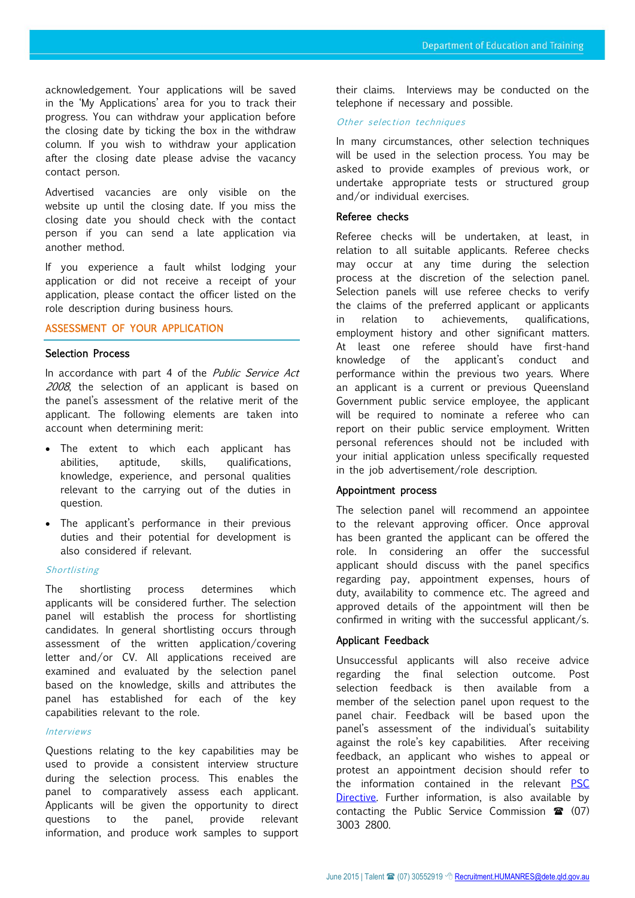acknowledgement. Your applications will be saved in the 'My Applications' area for you to track their progress. You can withdraw your application before the closing date by ticking the box in the withdraw column. If you wish to withdraw your application after the closing date please advise the vacancy contact person.

Advertised vacancies are only visible on the website up until the closing date. If you miss the closing date you should check with the contact person if you can send a late application via another method.

If you experience a fault whilst lodging your application or did not receive a receipt of your application, please contact the officer listed on the role description during business hours.

## ASSESSMENT OF YOUR APPLICATION

### Selection Process

In accordance with part 4 of the *Public Service Act 2008*, the selection of an applicant is based on the panel's assessment of the relative merit of the applicant. The following elements are taken into account when determining merit:

- The extent to which each applicant has abilities, aptitude, skills, qualifications, knowledge, experience, and personal qualities relevant to the carrying out of the duties in question.
- The applicant's performance in their previous duties and their potential for development is also considered if relevant.

*Shortlisting*

The shortlisting process determines which applicants will be considered further. The selection panel will establish the process for shortlisting candidates. In general shortlisting occurs through assessment of the written application/covering letter and/or CV. All applications received are examined and evaluated by the selection panel based on the knowledge, skills and attributes the panel has established for each of the key capabilities relevant to the role.

*Interviews*

Questions relating to the key capabilities may be used to provide a consistent interview structure during the selection process. This enables the panel to comparatively assess each applicant. Applicants will be given the opportunity to direct questions to the panel, provide relevant information, and produce work samples to support their claims. Interviews may be conducted on the telephone if necessary and possible.

*Other selection techniques*

In many circumstances, other selection techniques will be used in the selection process. You may be asked to provide examples of previous work, or undertake appropriate tests or structured group and/or individual exercises.

### Referee checks

Referee checks will be undertaken, at least, in relation to all suitable applicants. Referee checks may occur at any time during the selection process at the discretion of the selection panel. Selection panels will use referee checks to verify the claims of the preferred applicant or applicants in relation to achievements, qualifications, employment history and other significant matters. At least one referee should have first-hand knowledge of the applicant's conduct and performance within the previous two years. Where an applicant is a current or previous Queensland Government public service employee, the applicant will be required to nominate a referee who can report on their public service employment. Written personal references should not be included with your initial application unless specifically requested in the job advertisement/role description.

### Appointment process

The selection panel will recommend an appointee to the relevant approving officer. Once approval has been granted the applicant can be offered the role. In considering an offer the successful applicant should discuss with the panel specifics regarding pay, appointment expenses, hours of duty, availability to commence etc. The agreed and approved details of the appointment will then be confirmed in writing with the successful applicant/s.

### Applicant Feedback

Unsuccessful applicants will also receive advice regarding the final selection outcome. Post selection feedback is then available from a member of the selection panel upon request to the panel chair. Feedback will be based upon the panel's assessment of the individual's suitability against the role's key capabilities. After receiving feedback, an applicant who wishes to appeal or protest an appointment decision should refer to the information contained in the relevant PSC Directive. Further information, is also available by contacting the Public Service Commission ☎ (07) 3003 2800.